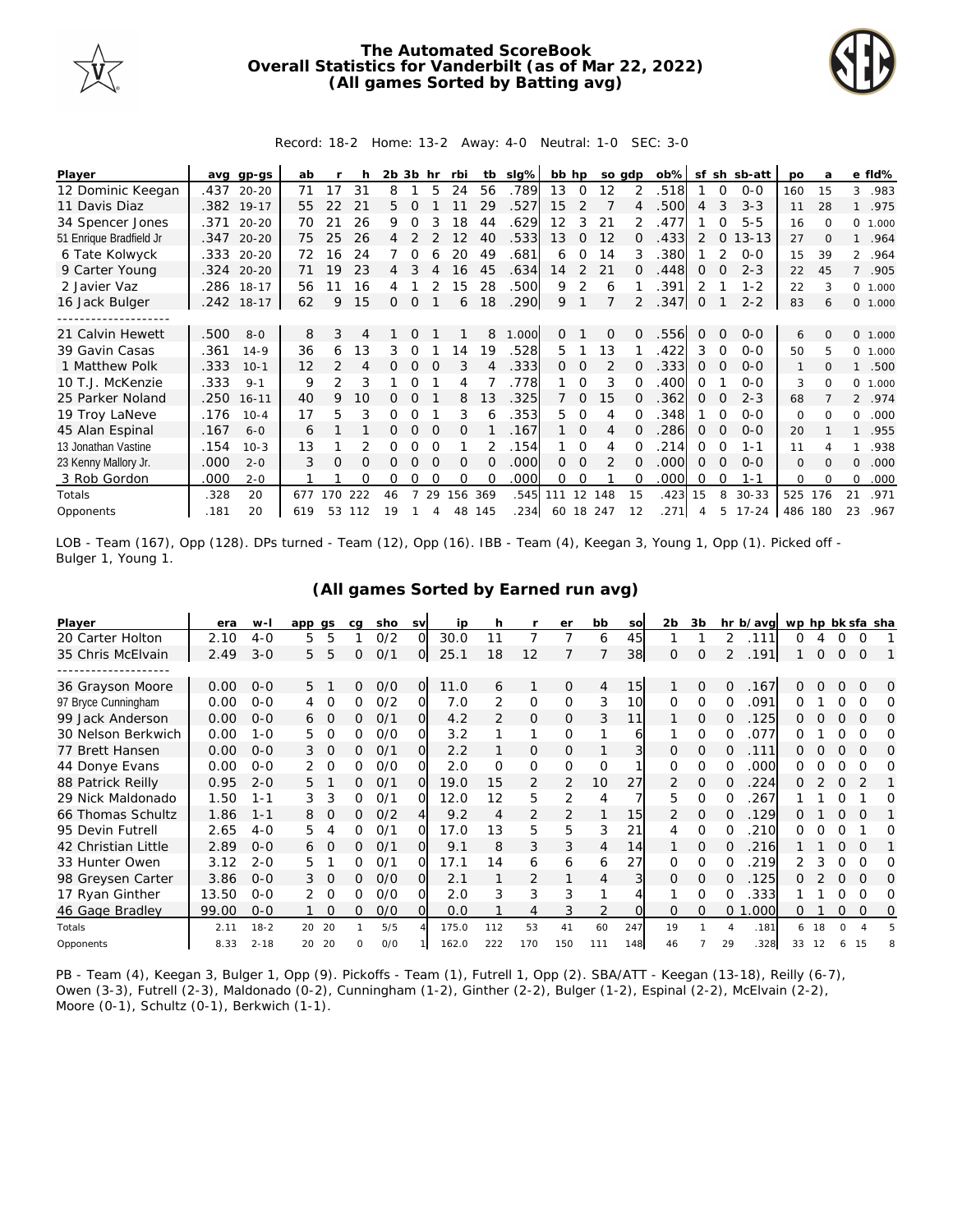# The Automated ScoreBook
## Overall Statistics for Vanderbilt (as of Mar 22, 2022)
### (All games Sorted by Batting avg)

Record: 18-2 Home: 13-2 Away: 4-0 Neutral: 1-0 SEC: 3-0

| Player | avg | gp-gs | ab | r | h | 2b | 3b | hr | rbi | tb | slg% | bb | hp | so | gdp | ob% | sf | sh | sb-att | po | a | e | fld% |
|---|---|---|---|---|---|---|---|---|---|---|---|---|---|---|---|---|---|---|---|---|---|---|---|
| 12 Dominic Keegan | .437 | 20-20 | 71 | 17 | 31 | 8 | 1 | 5 | 24 | 56 | .789 | 13 | 0 | 12 | 2 | .518 | 1 | 0 | 0-0 | 160 | 15 | 3 | .983 |
| 11 Davis Diaz | .382 | 19-17 | 55 | 22 | 21 | 5 | 0 | 1 | 11 | 29 | .527 | 15 | 2 | 7 | 4 | .500 | 4 | 3 | 3-3 | 11 | 28 | 1 | .975 |
| 34 Spencer Jones | .371 | 20-20 | 70 | 21 | 26 | 9 | 0 | 3 | 18 | 44 | .629 | 12 | 3 | 21 | 2 | .477 | 1 | 0 | 5-5 | 16 | 0 | 0 | 1.000 |
| 51 Enrique Bradfield Jr | .347 | 20-20 | 75 | 25 | 26 | 4 | 2 | 2 | 12 | 40 | .533 | 13 | 0 | 12 | 0 | .433 | 2 | 0 | 13-13 | 27 | 0 | 1 | .964 |
| 6 Tate Kolwyck | .333 | 20-20 | 72 | 16 | 24 | 7 | 0 | 6 | 20 | 49 | .681 | 6 | 0 | 14 | 3 | .380 | 1 | 2 | 0-0 | 15 | 39 | 2 | .964 |
| 9 Carter Young | .324 | 20-20 | 71 | 19 | 23 | 4 | 3 | 4 | 16 | 45 | .634 | 14 | 2 | 21 | 0 | .448 | 0 | 0 | 2-3 | 22 | 45 | 7 | .905 |
| 2 Javier Vaz | .286 | 18-17 | 56 | 11 | 16 | 4 | 1 | 2 | 15 | 28 | .500 | 9 | 2 | 6 | 1 | .391 | 2 | 1 | 1-2 | 22 | 3 | 0 | 1.000 |
| 16 Jack Bulger | .242 | 18-17 | 62 | 9 | 15 | 0 | 0 | 1 | 6 | 18 | .290 | 9 | 1 | 7 | 2 | .347 | 0 | 1 | 2-2 | 83 | 6 | 0 | 1.000 |
| 21 Calvin Hewett | .500 | 8-0 | 8 | 3 | 4 | 1 | 0 | 1 | 1 | 8 | 1.000 | 0 | 1 | 0 | 0 | .556 | 0 | 0 | 0-0 | 6 | 0 | 0 | 1.000 |
| 39 Gavin Casas | .361 | 14-9 | 36 | 6 | 13 | 3 | 0 | 1 | 14 | 19 | .528 | 5 | 1 | 13 | 1 | .422 | 3 | 0 | 0-0 | 50 | 5 | 0 | 1.000 |
| 1 Matthew Polk | .333 | 10-1 | 12 | 2 | 4 | 0 | 0 | 0 | 3 | 4 | .333 | 0 | 0 | 2 | 0 | .333 | 0 | 0 | 0-0 | 1 | 0 | 1 | .500 |
| 10 T.J. McKenzie | .333 | 9-1 | 9 | 2 | 3 | 1 | 0 | 1 | 4 | 7 | .778 | 1 | 0 | 3 | 0 | .400 | 0 | 1 | 0-0 | 3 | 0 | 0 | 1.000 |
| 25 Parker Noland | .250 | 16-11 | 40 | 9 | 10 | 0 | 0 | 1 | 8 | 13 | .325 | 7 | 0 | 15 | 0 | .362 | 0 | 0 | 2-3 | 68 | 7 | 2 | .974 |
| 19 Troy LaNeve | .176 | 10-4 | 17 | 5 | 3 | 0 | 0 | 1 | 3 | 6 | .353 | 5 | 0 | 4 | 0 | .348 | 1 | 0 | 0-0 | 0 | 0 | 0 | .000 |
| 45 Alan Espinal | .167 | 6-0 | 6 | 1 | 1 | 0 | 0 | 0 | 0 | 1 | .167 | 1 | 0 | 4 | 0 | .286 | 0 | 0 | 0-0 | 20 | 1 | 1 | .955 |
| 13 Jonathan Vastine | .154 | 10-3 | 13 | 1 | 2 | 0 | 0 | 0 | 1 | 2 | .154 | 1 | 0 | 4 | 0 | .214 | 0 | 0 | 1-1 | 11 | 4 | 1 | .938 |
| 23 Kenny Mallory Jr. | .000 | 2-0 | 3 | 0 | 0 | 0 | 0 | 0 | 0 | 0 | .000 | 0 | 0 | 2 | 0 | .000 | 0 | 0 | 0-0 | 0 | 0 | 0 | .000 |
| 3 Rob Gordon | .000 | 2-0 | 1 | 1 | 0 | 0 | 0 | 0 | 0 | 0 | .000 | 0 | 0 | 1 | 0 | .000 | 0 | 0 | 1-1 | 0 | 0 | 0 | .000 |
| Totals | .328 | 20 | 677 | 170 | 222 | 46 | 7 | 29 | 156 | 369 | .545 | 111 | 12 | 148 | 15 | .423 | 15 | 8 | 30-33 | 525 | 176 | 21 | .971 |
| Opponents | .181 | 20 | 619 | 53 | 112 | 19 | 1 | 4 | 48 | 145 | .234 | 60 | 18 | 247 | 12 | .271 | 4 | 5 | 17-24 | 486 | 180 | 23 | .967 |

LOB - Team (167), Opp (128). DPs turned - Team (12), Opp (16). IBB - Team (4), Keegan 3, Young 1, Opp (1). Picked off - Bulger 1, Young 1.

### (All games Sorted by Earned run avg)

| Player | era | w-l | app | gs | cg | sho | sv | ip | h | r | er | bb | so | 2b | 3b | hr | b/avg | wp | hp | bk | sfa | sha |
|---|---|---|---|---|---|---|---|---|---|---|---|---|---|---|---|---|---|---|---|---|---|---|
| 20 Carter Holton | 2.10 | 4-0 | 5 | 5 | 1 | 0/2 | 0 | 30.0 | 11 | 7 | 7 | 6 | 45 | 1 | 1 | 2 | .111 | 0 | 4 | 0 | 0 | 1 |
| 35 Chris McElvain | 2.49 | 3-0 | 5 | 5 | 0 | 0/1 | 0 | 25.1 | 18 | 12 | 7 | 7 | 38 | 0 | 0 | 2 | .191 | 1 | 0 | 0 | 0 | 1 |
| 36 Grayson Moore | 0.00 | 0-0 | 5 | 1 | 0 | 0/0 | 0 | 11.0 | 6 | 1 | 0 | 4 | 15 | 1 | 0 | 0 | .167 | 0 | 0 | 0 | 0 | 0 |
| 97 Bryce Cunningham | 0.00 | 0-0 | 4 | 0 | 0 | 0/2 | 0 | 7.0 | 2 | 0 | 0 | 3 | 10 | 0 | 0 | 0 | .091 | 0 | 1 | 0 | 0 | 0 |
| 99 Jack Anderson | 0.00 | 0-0 | 6 | 0 | 0 | 0/1 | 0 | 4.2 | 2 | 0 | 0 | 3 | 11 | 1 | 0 | 0 | .125 | 0 | 0 | 0 | 0 | 0 |
| 30 Nelson Berkwich | 0.00 | 1-0 | 5 | 0 | 0 | 0/0 | 0 | 3.2 | 1 | 1 | 0 | 1 | 6 | 1 | 0 | 0 | .077 | 0 | 1 | 0 | 0 | 0 |
| 77 Brett Hansen | 0.00 | 0-0 | 3 | 0 | 0 | 0/1 | 0 | 2.2 | 1 | 0 | 0 | 1 | 3 | 0 | 0 | 0 | .111 | 0 | 0 | 0 | 0 | 0 |
| 44 Donye Evans | 0.00 | 0-0 | 2 | 0 | 0 | 0/0 | 0 | 2.0 | 0 | 0 | 0 | 0 | 1 | 0 | 0 | 0 | .000 | 0 | 0 | 0 | 0 | 0 |
| 88 Patrick Reilly | 0.95 | 2-0 | 5 | 1 | 0 | 0/1 | 0 | 19.0 | 15 | 2 | 2 | 10 | 27 | 2 | 0 | 0 | .224 | 0 | 2 | 0 | 2 | 1 |
| 29 Nick Maldonado | 1.50 | 1-1 | 3 | 3 | 0 | 0/1 | 0 | 12.0 | 12 | 5 | 2 | 4 | 7 | 5 | 0 | 0 | .267 | 1 | 1 | 0 | 1 | 0 |
| 66 Thomas Schultz | 1.86 | 1-1 | 8 | 0 | 0 | 0/2 | 4 | 9.2 | 4 | 2 | 2 | 1 | 15 | 2 | 0 | 0 | .129 | 0 | 1 | 0 | 0 | 1 |
| 95 Devin Futrell | 2.65 | 4-0 | 5 | 4 | 0 | 0/1 | 0 | 17.0 | 13 | 5 | 5 | 3 | 21 | 4 | 0 | 0 | .210 | 0 | 0 | 0 | 1 | 0 |
| 42 Christian Little | 2.89 | 0-0 | 6 | 0 | 0 | 0/1 | 0 | 9.1 | 8 | 3 | 3 | 4 | 14 | 1 | 0 | 0 | .216 | 1 | 1 | 0 | 0 | 1 |
| 33 Hunter Owen | 3.12 | 2-0 | 5 | 1 | 0 | 0/1 | 0 | 17.1 | 14 | 6 | 6 | 6 | 27 | 0 | 0 | 0 | .219 | 2 | 3 | 0 | 0 | 0 |
| 98 Greysen Carter | 3.86 | 0-0 | 3 | 0 | 0 | 0/0 | 0 | 2.1 | 1 | 2 | 1 | 4 | 3 | 0 | 0 | 0 | .125 | 0 | 2 | 0 | 0 | 0 |
| 17 Ryan Ginther | 13.50 | 0-0 | 2 | 0 | 0 | 0/0 | 0 | 2.0 | 3 | 3 | 3 | 1 | 4 | 1 | 0 | 0 | .333 | 1 | 1 | 0 | 0 | 0 |
| 46 Gage Bradley | 99.00 | 0-0 | 1 | 0 | 0 | 0/0 | 0 | 0.0 | 1 | 4 | 3 | 2 | 0 | 0 | 0 | 0 | 1.000 | 0 | 1 | 0 | 0 | 0 |
| Totals | 2.11 | 18-2 | 20 | 20 | 1 | 5/5 | 4 | 175.0 | 112 | 53 | 41 | 60 | 247 | 19 | 1 | 4 | .181 | 6 | 18 | 0 | 4 | 5 |
| Opponents | 8.33 | 2-18 | 20 | 20 | 0 | 0/0 | 1 | 162.0 | 222 | 170 | 150 | 111 | 148 | 46 | 7 | 29 | .328 | 33 | 12 | 6 | 15 | 8 |

PB - Team (4), Keegan 3, Bulger 1, Opp (9). Pickoffs - Team (1), Futrell 1, Opp (2). SBA/ATT - Keegan (13-18), Reilly (6-7), Owen (3-3), Futrell (2-3), Maldonado (0-2), Cunningham (1-2), Ginther (2-2), Bulger (1-2), Espinal (2-2), McElvain (2-2), Moore (0-1), Schultz (0-1), Berkwich (1-1).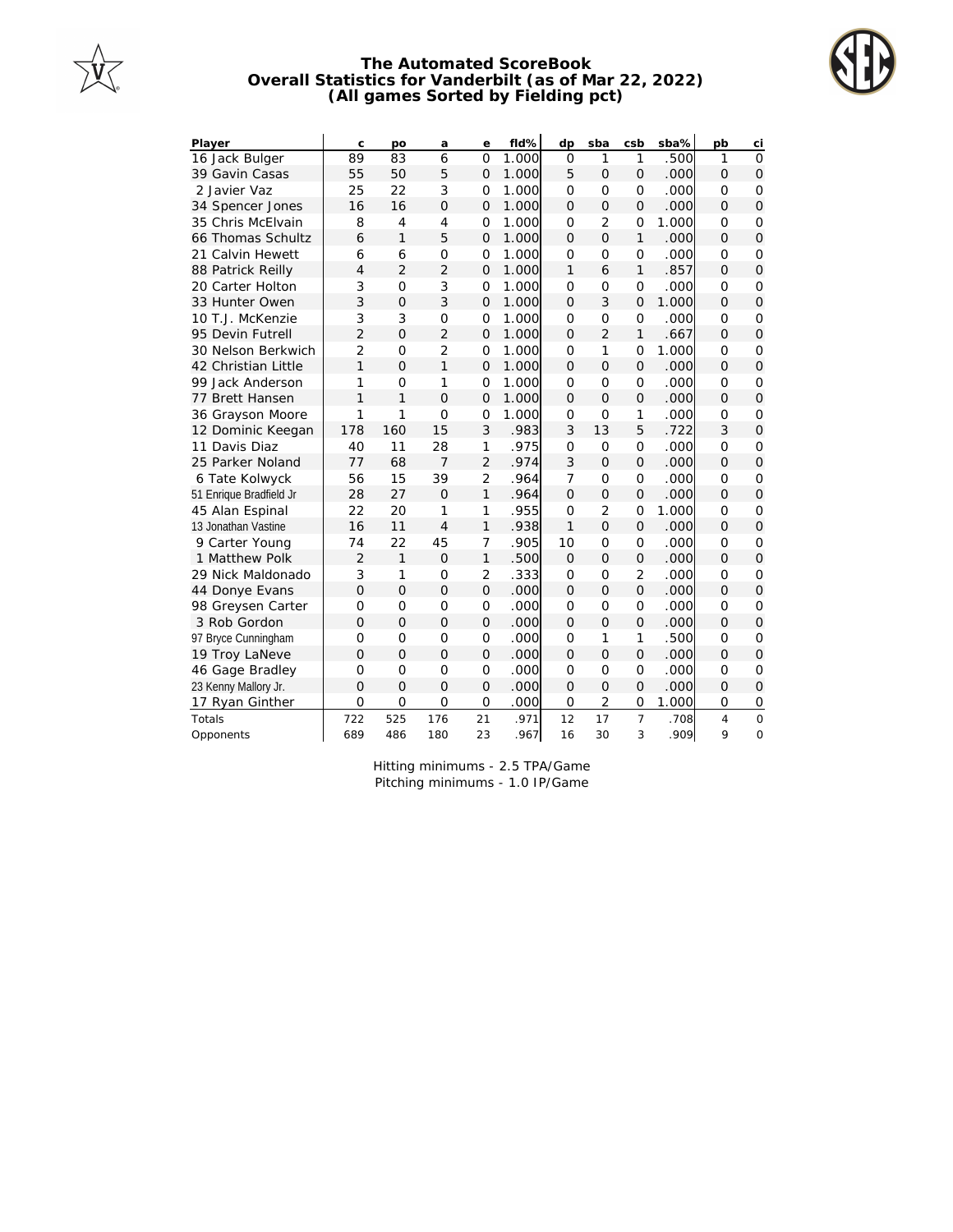# The Automated ScoreBook
## Overall Statistics for Vanderbilt (as of Mar 22, 2022)
### (All games Sorted by Fielding pct)

| Player | c | po | a | e | fld% | dp | sba | csb | sba% | pb | ci |
|---|---|---|---|---|---|---|---|---|---|---|---|
| 16 Jack Bulger | 89 | 83 | 6 | 0 | 1.000 | 0 | 1 | 1 | .500 | 1 | 0 |
| 39 Gavin Casas | 55 | 50 | 5 | 0 | 1.000 | 5 | 0 | 0 | .000 | 0 | 0 |
| 2 Javier Vaz | 25 | 22 | 3 | 0 | 1.000 | 0 | 0 | 0 | .000 | 0 | 0 |
| 34 Spencer Jones | 16 | 16 | 0 | 0 | 1.000 | 0 | 0 | 0 | .000 | 0 | 0 |
| 35 Chris McElvain | 8 | 4 | 4 | 0 | 1.000 | 0 | 2 | 0 | 1.000 | 0 | 0 |
| 66 Thomas Schultz | 6 | 1 | 5 | 0 | 1.000 | 0 | 0 | 1 | .000 | 0 | 0 |
| 21 Calvin Hewett | 6 | 6 | 0 | 0 | 1.000 | 0 | 0 | 0 | .000 | 0 | 0 |
| 88 Patrick Reilly | 4 | 2 | 2 | 0 | 1.000 | 1 | 6 | 1 | .857 | 0 | 0 |
| 20 Carter Holton | 3 | 0 | 3 | 0 | 1.000 | 0 | 0 | 0 | .000 | 0 | 0 |
| 33 Hunter Owen | 3 | 0 | 3 | 0 | 1.000 | 0 | 3 | 0 | 1.000 | 0 | 0 |
| 10 T.J. McKenzie | 3 | 3 | 0 | 0 | 1.000 | 0 | 0 | 0 | .000 | 0 | 0 |
| 95 Devin Futrell | 2 | 0 | 2 | 0 | 1.000 | 0 | 2 | 1 | .667 | 0 | 0 |
| 30 Nelson Berkwich | 2 | 0 | 2 | 0 | 1.000 | 0 | 1 | 0 | 1.000 | 0 | 0 |
| 42 Christian Little | 1 | 0 | 1 | 0 | 1.000 | 0 | 0 | 0 | .000 | 0 | 0 |
| 99 Jack Anderson | 1 | 0 | 1 | 0 | 1.000 | 0 | 0 | 0 | .000 | 0 | 0 |
| 77 Brett Hansen | 1 | 1 | 0 | 0 | 1.000 | 0 | 0 | 0 | .000 | 0 | 0 |
| 36 Grayson Moore | 1 | 1 | 0 | 0 | 1.000 | 0 | 0 | 1 | .000 | 0 | 0 |
| 12 Dominic Keegan | 178 | 160 | 15 | 3 | .983 | 3 | 13 | 5 | .722 | 3 | 0 |
| 11 Davis Diaz | 40 | 11 | 28 | 1 | .975 | 0 | 0 | 0 | .000 | 0 | 0 |
| 25 Parker Noland | 77 | 68 | 7 | 2 | .974 | 3 | 0 | 0 | .000 | 0 | 0 |
| 6 Tate Kolwyck | 56 | 15 | 39 | 2 | .964 | 7 | 0 | 0 | .000 | 0 | 0 |
| 51 Enrique Bradfield Jr | 28 | 27 | 0 | 1 | .964 | 0 | 0 | 0 | .000 | 0 | 0 |
| 45 Alan Espinal | 22 | 20 | 1 | 1 | .955 | 0 | 2 | 0 | 1.000 | 0 | 0 |
| 13 Jonathan Vastine | 16 | 11 | 4 | 1 | .938 | 1 | 0 | 0 | .000 | 0 | 0 |
| 9 Carter Young | 74 | 22 | 45 | 7 | .905 | 10 | 0 | 0 | .000 | 0 | 0 |
| 1 Matthew Polk | 2 | 1 | 0 | 1 | .500 | 0 | 0 | 0 | .000 | 0 | 0 |
| 29 Nick Maldonado | 3 | 1 | 0 | 2 | .333 | 0 | 0 | 2 | .000 | 0 | 0 |
| 44 Donye Evans | 0 | 0 | 0 | 0 | .000 | 0 | 0 | 0 | .000 | 0 | 0 |
| 98 Greysen Carter | 0 | 0 | 0 | 0 | .000 | 0 | 0 | 0 | .000 | 0 | 0 |
| 3 Rob Gordon | 0 | 0 | 0 | 0 | .000 | 0 | 0 | 0 | .000 | 0 | 0 |
| 97 Bryce Cunningham | 0 | 0 | 0 | 0 | .000 | 0 | 1 | 1 | .500 | 0 | 0 |
| 19 Troy LaNeve | 0 | 0 | 0 | 0 | .000 | 0 | 0 | 0 | .000 | 0 | 0 |
| 46 Gage Bradley | 0 | 0 | 0 | 0 | .000 | 0 | 0 | 0 | .000 | 0 | 0 |
| 23 Kenny Mallory Jr. | 0 | 0 | 0 | 0 | .000 | 0 | 0 | 0 | .000 | 0 | 0 |
| 17 Ryan Ginther | 0 | 0 | 0 | 0 | .000 | 0 | 2 | 0 | 1.000 | 0 | 0 |
| Totals | 722 | 525 | 176 | 21 | .971 | 12 | 17 | 7 | .708 | 4 | 0 |
| Opponents | 689 | 486 | 180 | 23 | .967 | 16 | 30 | 3 | .909 | 9 | 0 |

Hitting minimums - 2.5 TPA/Game
Pitching minimums - 1.0 IP/Game